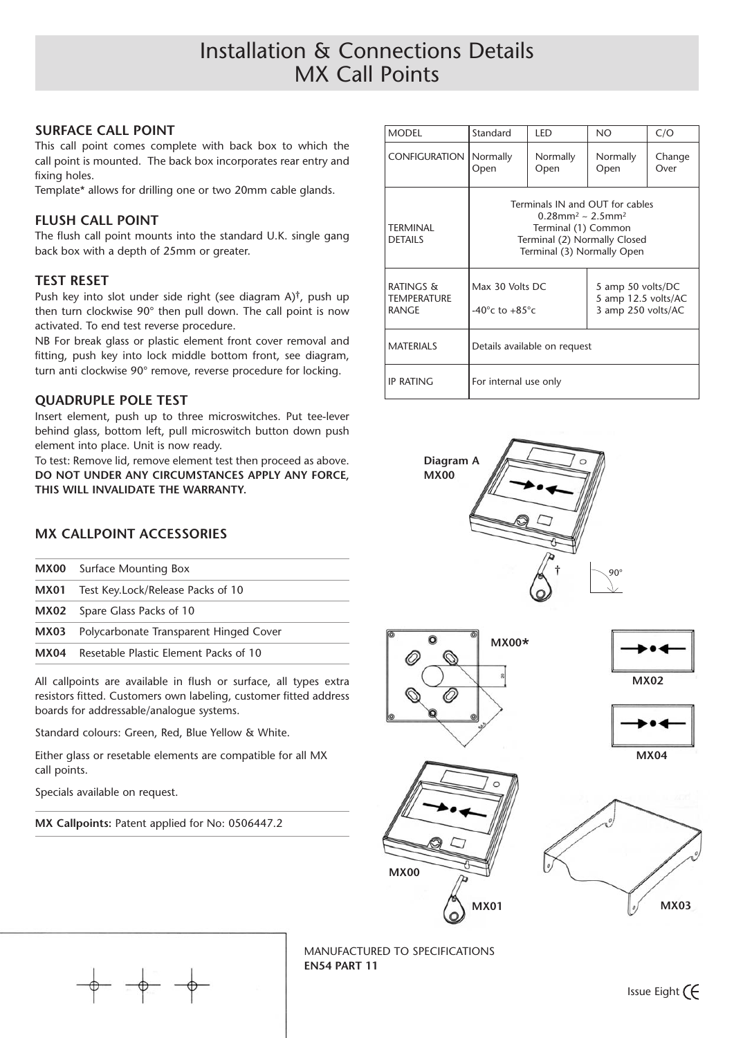# Installation & Connections Details
# MX Call Points

## SURFACE CALL POINT

This call point comes complete with back box to which the call point is mounted. The back box incorporates rear entry and fixing holes.

Template* allows for drilling one or two 20mm cable glands.

## FLUSH CALL POINT

The flush call point mounts into the standard U.K. single gang back box with a depth of 25mm or greater.

## TEST RESET

Push key into slot under side right (see diagram A)†, push up then turn clockwise 90° then pull down. The call point is now activated. To end test reverse procedure.

NB For break glass or plastic element front cover removal and fitting, push key into lock middle bottom front, see diagram, turn anti clockwise 90° remove, reverse procedure for locking.

## QUADRUPLE POLE TEST

Insert element, push up to three microswitches. Put tee-lever behind glass, bottom left, pull microswitch button down push element into place. Unit is now ready.

To test: Remove lid, remove element test then proceed as above. **DO NOT UNDER ANY CIRCUMSTANCES APPLY ANY FORCE, THIS WILL INVALIDATE THE WARRANTY.**

## MX CALLPOINT ACCESSORIES

| | |
|---|---|
| **MX00** | Surface Mounting Box |
| **MX01** | Test Key.Lock/Release Packs of 10 |
| **MX02** | Spare Glass Packs of 10 |
| **MX03** | Polycarbonate Transparent Hinged Cover |
| **MX04** | Resetable Plastic Element Packs of 10 |

All callpoints are available in flush or surface, all types extra resistors fitted. Customers own labeling, customer fitted address boards for addressable/analogue systems.

Standard colours: Green, Red, Blue Yellow & White.

Either glass or resetable elements are compatible for all MX call points.

Specials available on request.

**MX Callpoints:** Patent applied for No: 0506447.2

| MODEL | Standard | LED | NO | C/O |
|---|---|---|---|---|
| CONFIGURATION | Normally Open | Normally Open | Normally Open | Change Over |
| TERMINAL DETAILS | Terminals IN and OUT for cables $0.28mm^2 \sim 2.5mm^2$ Terminal (1) Common Terminal (2) Normally Closed Terminal (3) Normally Open | | | |
| RATINGS & TEMPERATURE RANGE | Max 30 Volts DC -40°c to +85°c | | 5 amp 50 volts/DC 5 amp 12.5 volts/AC 3 amp 250 volts/AC | |
| MATERIALS | Details available on request | | | |
| IP RATING | For internal use only | | | |

Diagram A
MX00

†

90°

MX00*

MX02

MX04

MX00

MX01

MX03

MANUFACTURED TO SPECIFICATIONS
**EN54 PART 11**

Issue Eight CE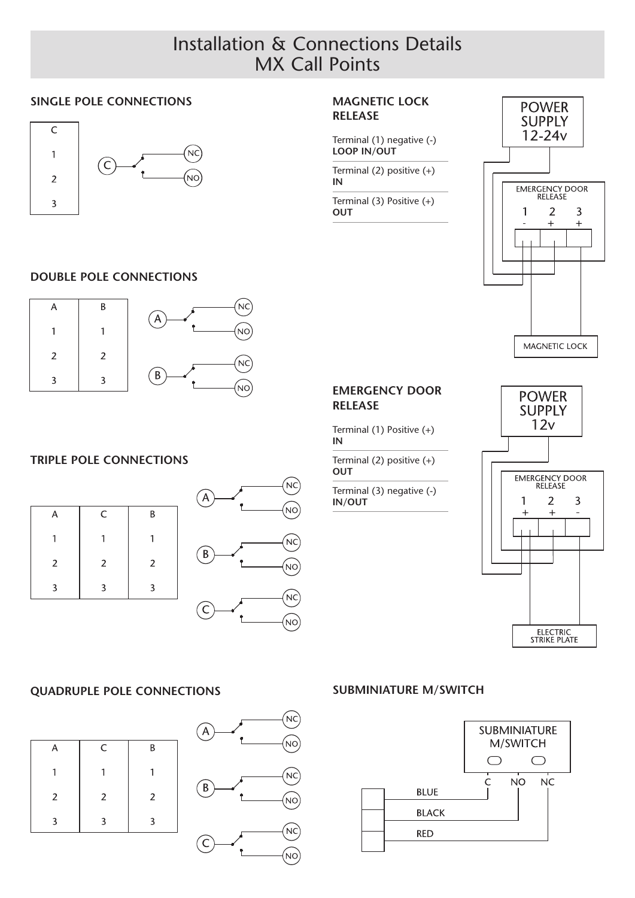# Installation & Connections Details
# MX Call Points

## SINGLE POLE CONNECTIONS

| C |
|---|
| 1 |
| 2 |
| 3 |

C
NC
NO

## DOUBLE POLE CONNECTIONS

| A | B |
|---|---|
| 1 | 1 |
| 2 | 2 |
| 3 | 3 |

A
NC
NO
B
NC
NO

## TRIPLE POLE CONNECTIONS

| A | C | B |
|---|---|---|
| 1 | 1 | 1 |
| 2 | 2 | 2 |
| 3 | 3 | 3 |

A
NC
NO
B
NC
NO
C
NC
NO

## QUADRUPLE POLE CONNECTIONS

| A | C | B |
|---|---|---|
| 1 | 1 | 1 |
| 2 | 2 | 2 |
| 3 | 3 | 3 |

A
NC
NO
B
NC
NO
C
NC
NO

## MAGNETIC LOCK RELEASE

Terminal (1) negative (-)
**LOOP IN/OUT**

Terminal (2) positive (+)
**IN**

Terminal (3) Positive (+)
**OUT**

POWER SUPPLY 12-24v

EMERGENCY DOOR RELEASE

1 2 3
- + +

MAGNETIC LOCK

## EMERGENCY DOOR RELEASE

Terminal (1) Positive (+)
**IN**

Terminal (2) positive (+)
**OUT**

Terminal (3) negative (-)
**IN/OUT**

POWER SUPPLY 12v

EMERGENCY DOOR RELEASE

1 2 3
+ + -

ELECTRIC STRIKE PLATE

## SUBMINIATURE M/SWITCH

SUBMINIATURE M/SWITCH

C NO NC

BLUE
BLACK
RED